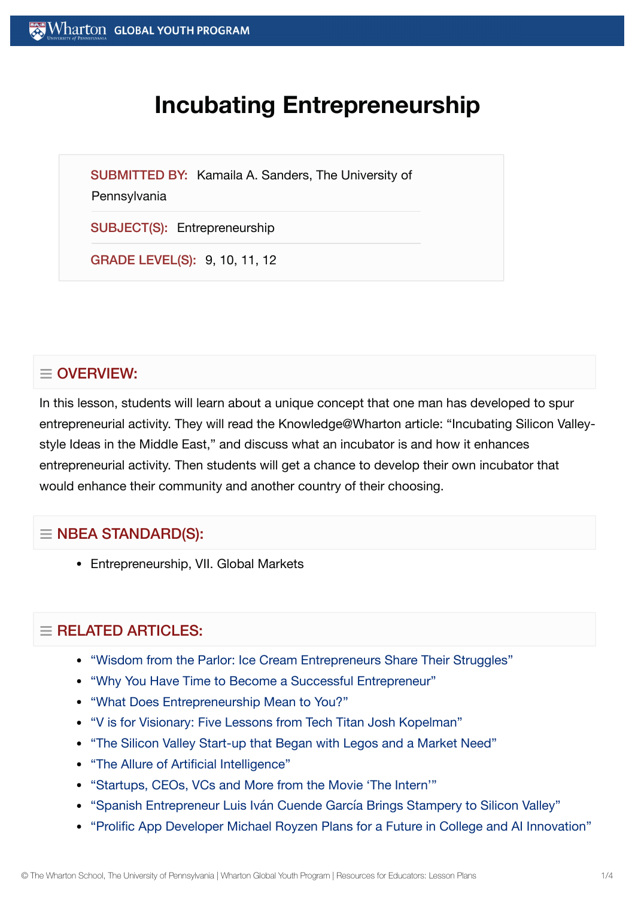# Incubating Entrepreneurship

**SUBMITTED BY:** Kamaila A. Sanders, The University of Pennsylvania

**SUBJECT(S):** Entrepreneurship

**GRADE LEVEL(S):** 9, 10, 11, 12

## OVERVIEW:

In this lesson, students will learn about a unique concept that one man has developed to spur entrepreneurial activity. They will read the Knowledge@Wharton article: "Incubating Silicon Valley-style Ideas in the Middle East," and discuss what an incubator is and how it enhances entrepreneurial activity. Then students will get a chance to develop their own incubator that would enhance their community and another country of their choosing.

## NBEA STANDARD(S):

- Entrepreneurship, VII. Global Markets

## RELATED ARTICLES:

- "Wisdom from the Parlor: Ice Cream Entrepreneurs Share Their Struggles"
- "Why You Have Time to Become a Successful Entrepreneur"
- "What Does Entrepreneurship Mean to You?"
- "V is for Visionary: Five Lessons from Tech Titan Josh Kopelman"
- "The Silicon Valley Start-up that Began with Legos and a Market Need"
- "The Allure of Artificial Intelligence"
- "Startups, CEOs, VCs and More from the Movie 'The Intern'"
- "Spanish Entrepreneur Luis Iván Cuende García Brings Stampery to Silicon Valley"
- "Prolific App Developer Michael Royzen Plans for a Future in College and AI Innovation"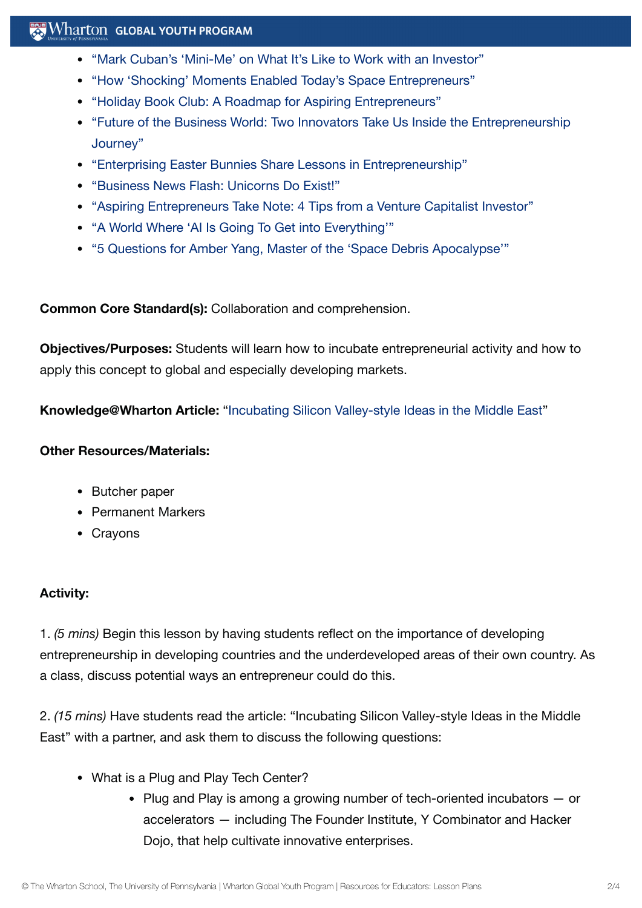- "Mark Cuban's 'Mini-Me' on What It's Like to Work with an Investor"
- "How 'Shocking' Moments Enabled Today's Space Entrepreneurs"
- "Holiday Book Club: A Roadmap for Aspiring Entrepreneurs"
- "Future of the Business World: Two Innovators Take Us Inside the Entrepreneurship Journey"
- "Enterprising Easter Bunnies Share Lessons in Entrepreneurship"
- "Business News Flash: Unicorns Do Exist!"
- "Aspiring Entrepreneurs Take Note: 4 Tips from a Venture Capitalist Investor"
- "A World Where 'AI Is Going To Get into Everything'"
- "5 Questions for Amber Yang, Master of the 'Space Debris Apocalypse'"

**Common Core Standard(s):** Collaboration and comprehension.

**Objectives/Purposes:** Students will learn how to incubate entrepreneurial activity and how to apply this concept to global and especially developing markets.

**Knowledge@Wharton Article:** "Incubating Silicon Valley-style Ideas in the Middle East"

**Other Resources/Materials:**

- Butcher paper
- Permanent Markers
- Crayons

**Activity:**

1. *(5 mins)* Begin this lesson by having students reflect on the importance of developing entrepreneurship in developing countries and the underdeveloped areas of their own country. As a class, discuss potential ways an entrepreneur could do this.

2. *(15 mins)* Have students read the article: "Incubating Silicon Valley-style Ideas in the Middle East" with a partner, and ask them to discuss the following questions:

   - What is a Plug and Play Tech Center?
     - Plug and Play is among a growing number of tech-oriented incubators — or accelerators — including The Founder Institute, Y Combinator and Hacker Dojo, that help cultivate innovative enterprises.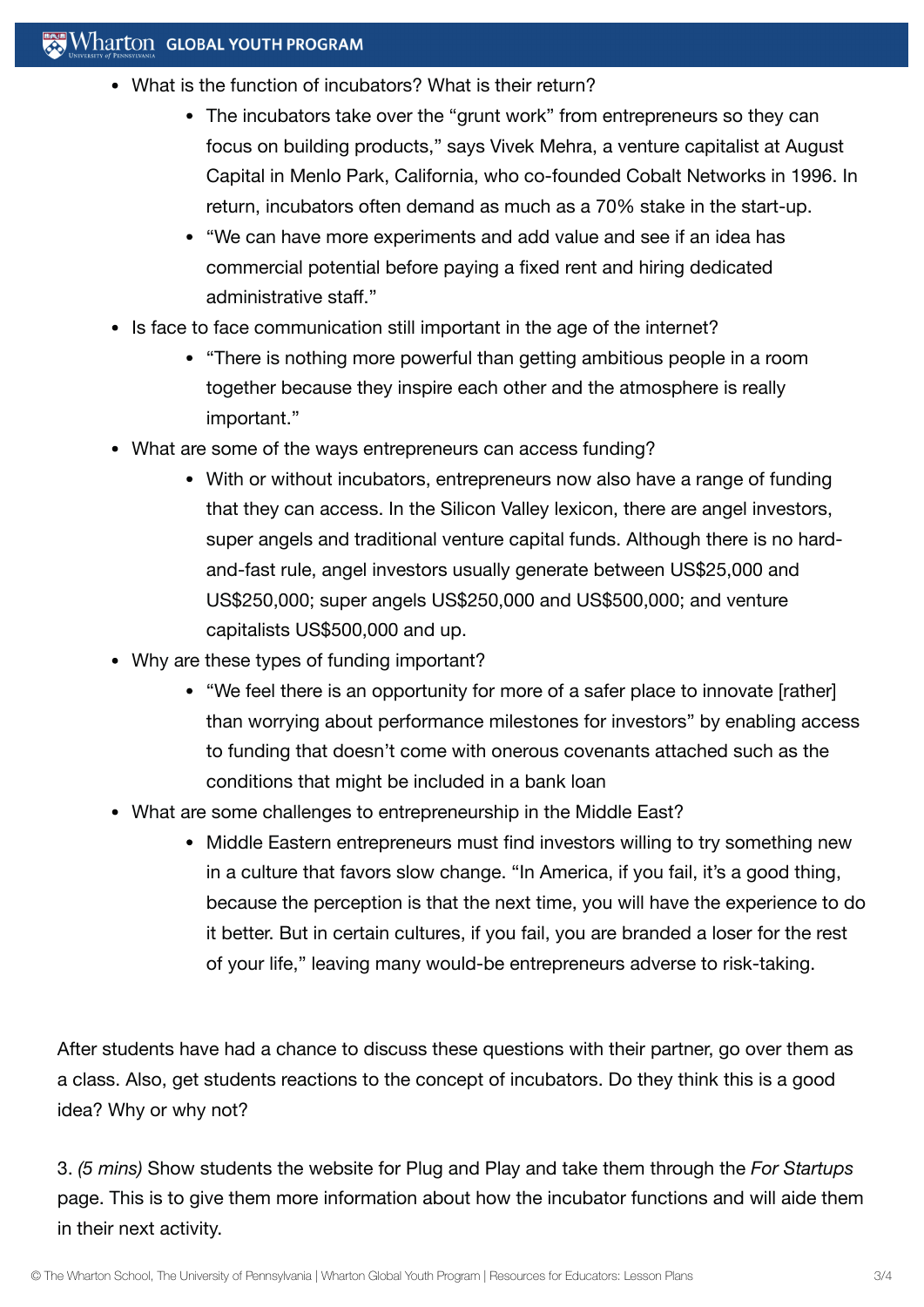- What is the function of incubators? What is their return?
    - The incubators take over the "grunt work" from entrepreneurs so they can focus on building products," says Vivek Mehra, a venture capitalist at August Capital in Menlo Park, California, who co-founded Cobalt Networks in 1996. In return, incubators often demand as much as a 70% stake in the start-up.
    - "We can have more experiments and add value and see if an idea has commercial potential before paying a fixed rent and hiring dedicated administrative staff."
- Is face to face communication still important in the age of the internet?
    - "There is nothing more powerful than getting ambitious people in a room together because they inspire each other and the atmosphere is really important."
- What are some of the ways entrepreneurs can access funding?
    - With or without incubators, entrepreneurs now also have a range of funding that they can access. In the Silicon Valley lexicon, there are angel investors, super angels and traditional venture capital funds. Although there is no hard-and-fast rule, angel investors usually generate between US$25,000 and US$250,000; super angels US$250,000 and US$500,000; and venture capitalists US$500,000 and up.
- Why are these types of funding important?
    - "We feel there is an opportunity for more of a safer place to innovate [rather] than worrying about performance milestones for investors" by enabling access to funding that doesn't come with onerous covenants attached such as the conditions that might be included in a bank loan
- What are some challenges to entrepreneurship in the Middle East?
    - Middle Eastern entrepreneurs must find investors willing to try something new in a culture that favors slow change. "In America, if you fail, it's a good thing, because the perception is that the next time, you will have the experience to do it better. But in certain cultures, if you fail, you are branded a loser for the rest of your life," leaving many would-be entrepreneurs adverse to risk-taking.

After students have had a chance to discuss these questions with their partner, go over them as a class. Also, get students reactions to the concept of incubators. Do they think this is a good idea? Why or why not?

3. *(5 mins)* Show students the website for Plug and Play and take them through the *For Startups* page. This is to give them more information about how the incubator functions and will aide them in their next activity.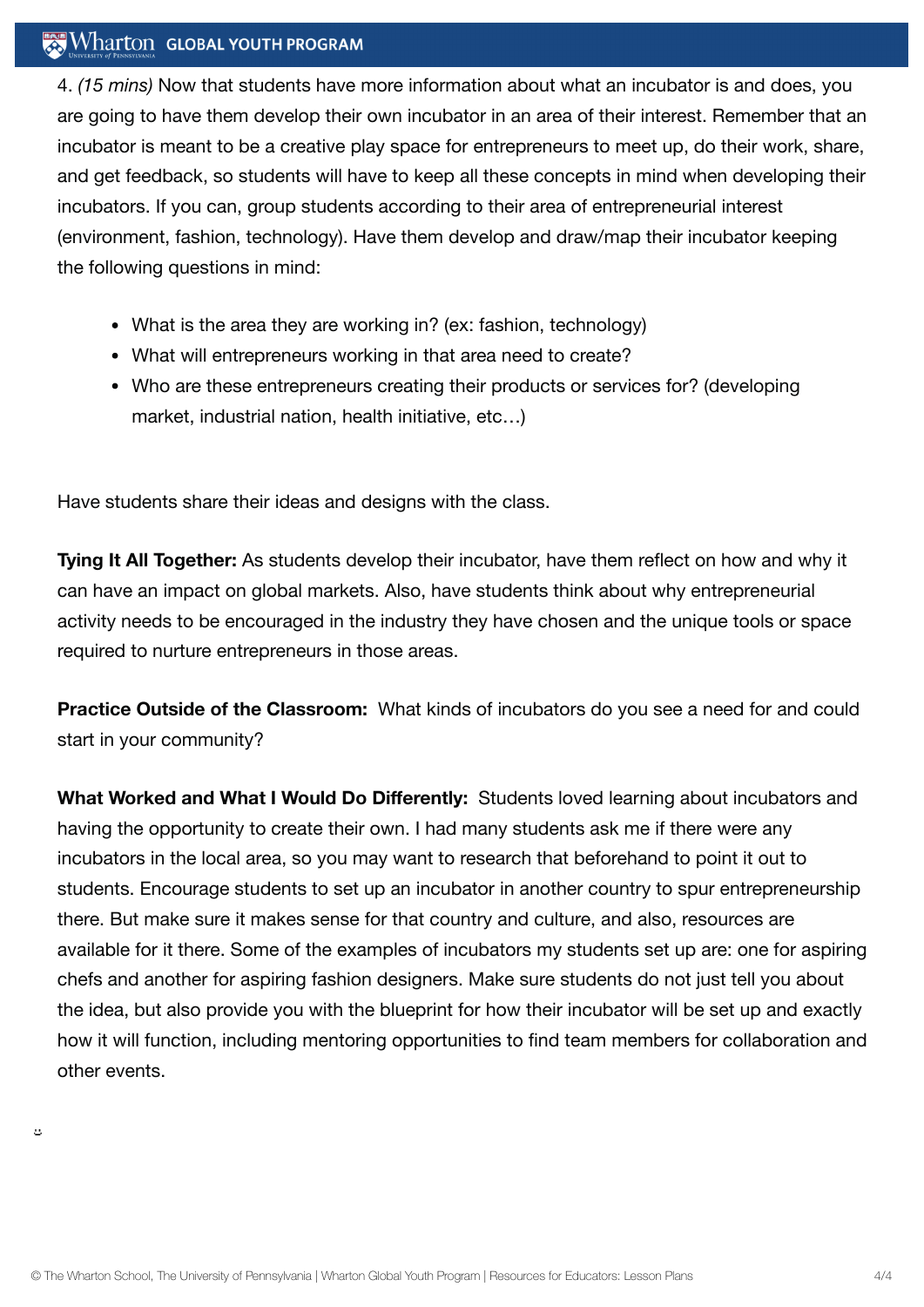4. *(15 mins)* Now that students have more information about what an incubator is and does, you are going to have them develop their own incubator in an area of their interest. Remember that an incubator is meant to be a creative play space for entrepreneurs to meet up, do their work, share, and get feedback, so students will have to keep all these concepts in mind when developing their incubators. If you can, group students according to their area of entrepreneurial interest (environment, fashion, technology). Have them develop and draw/map their incubator keeping the following questions in mind:

- What is the area they are working in? (ex: fashion, technology)
- What will entrepreneurs working in that area need to create?
- Who are these entrepreneurs creating their products or services for? (developing market, industrial nation, health initiative, etc…)

Have students share their ideas and designs with the class.

**Tying It All Together:** As students develop their incubator, have them reflect on how and why it can have an impact on global markets. Also, have students think about why entrepreneurial activity needs to be encouraged in the industry they have chosen and the unique tools or space required to nurture entrepreneurs in those areas.

**Practice Outside of the Classroom:** What kinds of incubators do you see a need for and could start in your community?

**What Worked and What I Would Do Differently:** Students loved learning about incubators and having the opportunity to create their own. I had many students ask me if there were any incubators in the local area, so you may want to research that beforehand to point it out to students. Encourage students to set up an incubator in another country to spur entrepreneurship there. But make sure it makes sense for that country and culture, and also, resources are available for it there. Some of the examples of incubators my students set up are: one for aspiring chefs and another for aspiring fashion designers. Make sure students do not just tell you about the idea, but also provide you with the blueprint for how their incubator will be set up and exactly how it will function, including mentoring opportunities to find team members for collaboration and other events.